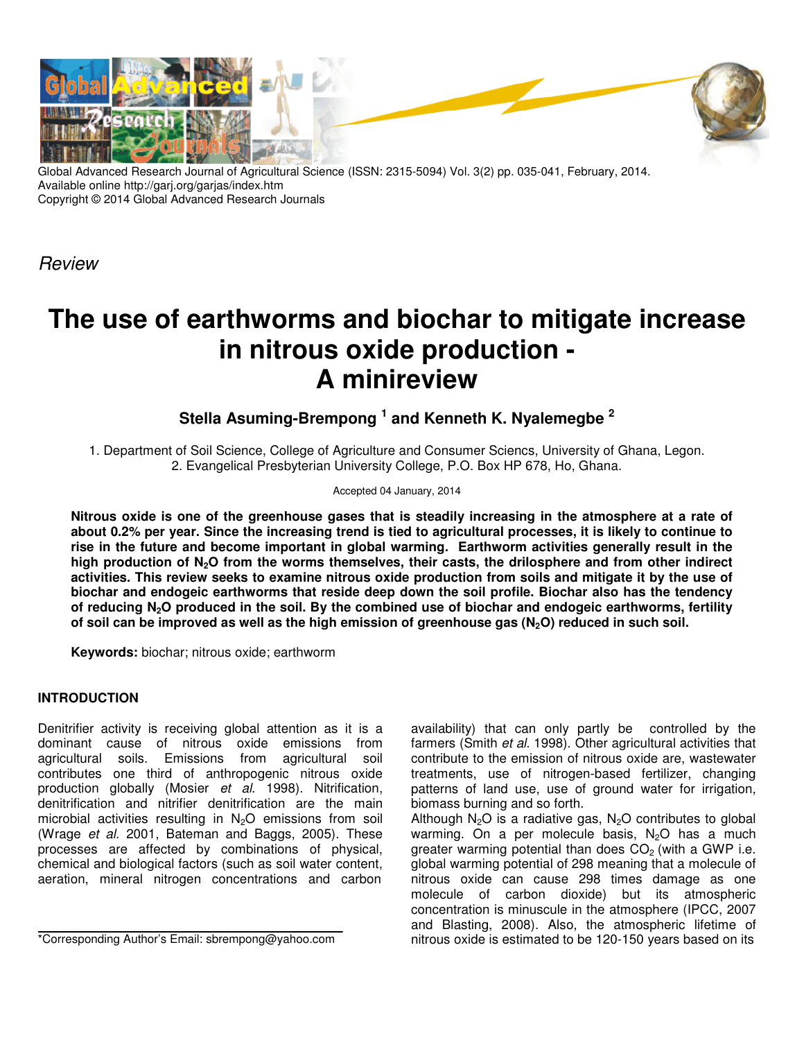*Review*

# The use of earthworms and biochar to mitigate increase in nitrous oxide production - A minireview

**Stella Asuming-Brempong [1] and Kenneth K. Nyalemegbe [2]**

1. Department of Soil Science, College of Agriculture and Consumer Sciencs, University of Ghana, Legon.
2. Evangelical Presbyterian University College, P.O. Box HP 678, Ho, Ghana.

Accepted 04 January, 2014

**Nitrous oxide is one of the greenhouse gases that is steadily increasing in the atmosphere at a rate of about 0.2% per year. Since the increasing trend is tied to agricultural processes, it is likely to continue to rise in the future and become important in global warming. Earthworm activities generally result in the high production of $N_2O$ from the worms themselves, their casts, the drilosphere and from other indirect activities. This review seeks to examine nitrous oxide production from soils and mitigate it by the use of biochar and endogeic earthworms that reside deep down the soil profile. Biochar also has the tendency of reducing $N_2O$ produced in the soil. By the combined use of biochar and endogeic earthworms, fertility of soil can be improved as well as the high emission of greenhouse gas ($N_2O$) reduced in such soil.**

**Keywords:** biochar; nitrous oxide; earthworm

## INTRODUCTION

Denitrifier activity is receiving global attention as it is a dominant cause of nitrous oxide emissions from agricultural soils. Emissions from agricultural soil contributes one third of anthropogenic nitrous oxide production globally (Mosier *et al.* 1998). Nitrification, denitrification and nitrifier denitrification are the main microbial activities resulting in $N_2O$ emissions from soil (Wrage *et al.* 2001, Bateman and Baggs, 2005). These processes are affected by combinations of physical, chemical and biological factors (such as soil water content, aeration, mineral nitrogen concentrations and carbon availability) that can only partly be controlled by the farmers (Smith *et al.* 1998). Other agricultural activities that contribute to the emission of nitrous oxide are, wastewater treatments, use of nitrogen-based fertilizer, changing patterns of land use, use of ground water for irrigation, biomass burning and so forth.

Although $N_2O$ is a radiative gas, $N_2O$ contributes to global warming. On a per molecule basis, $N_2O$ has a much greater warming potential than does $CO_2$ (with a GWP i.e. global warming potential of 298 meaning that a molecule of nitrous oxide can cause 298 times damage as one molecule of carbon dioxide) but its atmospheric concentration is minuscule in the atmosphere (IPCC, 2007 and Blasting, 2008). Also, the atmospheric lifetime of nitrous oxide is estimated to be 120-150 years based on its

*Corresponding Author's Email: sbrempong@yahoo.com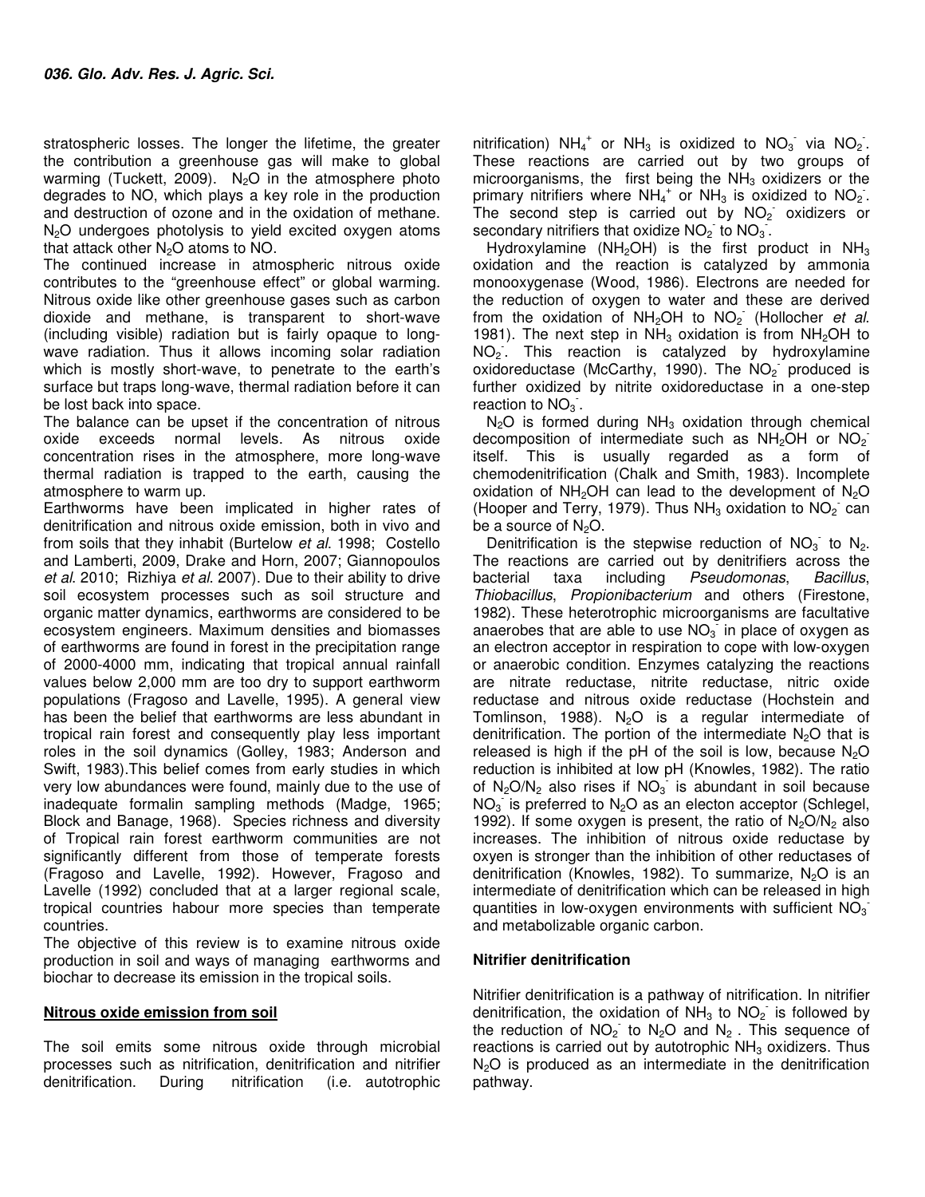stratospheric losses. The longer the lifetime, the greater the contribution a greenhouse gas will make to global warming (Tuckett, 2009). $N_2O$ in the atmosphere photo degrades to NO, which plays a key role in the production and destruction of ozone and in the oxidation of methane. $N_2O$ undergoes photolysis to yield excited oxygen atoms that attack other $N_2O$ atoms to NO.

The continued increase in atmospheric nitrous oxide contributes to the "greenhouse effect" or global warming. Nitrous oxide like other greenhouse gases such as carbon dioxide and methane, is transparent to short-wave (including visible) radiation but is fairly opaque to long-wave radiation. Thus it allows incoming solar radiation which is mostly short-wave, to penetrate to the earth's surface but traps long-wave, thermal radiation before it can be lost back into space.

The balance can be upset if the concentration of nitrous oxide exceeds normal levels. As nitrous oxide concentration rises in the atmosphere, more long-wave thermal radiation is trapped to the earth, causing the atmosphere to warm up.

Earthworms have been implicated in higher rates of denitrification and nitrous oxide emission, both in vivo and from soils that they inhabit (Burtelow *et al.* 1998; Costello and Lamberti, 2009, Drake and Horn, 2007; Giannopoulos *et al.* 2010; Rizhiya *et al.* 2007). Due to their ability to drive soil ecosystem processes such as soil structure and organic matter dynamics, earthworms are considered to be ecosystem engineers. Maximum densities and biomasses of earthworms are found in forest in the precipitation range of 2000-4000 mm, indicating that tropical annual rainfall values below 2,000 mm are too dry to support earthworm populations (Fragoso and Lavelle, 1995). A general view has been the belief that earthworms are less abundant in tropical rain forest and consequently play less important roles in the soil dynamics (Golley, 1983; Anderson and Swift, 1983).This belief comes from early studies in which very low abundances were found, mainly due to the use of inadequate formalin sampling methods (Madge, 1965; Block and Banage, 1968). Species richness and diversity of Tropical rain forest earthworm communities are not significantly different from those of temperate forests (Fragoso and Lavelle, 1992). However, Fragoso and Lavelle (1992) concluded that at a larger regional scale, tropical countries habour more species than temperate countries.

The objective of this review is to examine nitrous oxide production in soil and ways of managing earthworms and biochar to decrease its emission in the tropical soils.

## Nitrous oxide emission from soil

The soil emits some nitrous oxide through microbial processes such as nitrification, denitrification and nitrifier denitrification. During nitrification (i.e. autotrophic nitrification) $NH_4^+$ or $NH_3$ is oxidized to $NO_3^-$ via $NO_2^-$. These reactions are carried out by two groups of microorganisms, the first being the $NH_3$ oxidizers or the primary nitrifiers where $NH_4^+$ or $NH_3$ is oxidized to $NO_2^-$. The second step is carried out by $NO_2^-$ oxidizers or secondary nitrifiers that oxidize $NO_2^-$ to $NO_3^-$.

Hydroxylamine ($NH_2OH$) is the first product in $NH_3$ oxidation and the reaction is catalyzed by ammonia monooxygenase (Wood, 1986). Electrons are needed for the reduction of oxygen to water and these are derived from the oxidation of $NH_2OH$ to $NO_2^-$ (Hollocher *et al.* 1981). The next step in $NH_3$ oxidation is from $NH_2OH$ to $NO_2^-$. This reaction is catalyzed by hydroxylamine oxidoreductase (McCarthy, 1990). The $NO_2^-$ produced is further oxidized by nitrite oxidoreductase in a one-step reaction to $NO_3^-$.

$N_2O$ is formed during $NH_3$ oxidation through chemical decomposition of intermediate such as $NH_2OH$ or $NO_2^-$ itself. This is usually regarded as a form of chemodenitrification (Chalk and Smith, 1983). Incomplete oxidation of $NH_2OH$ can lead to the development of $N_2O$ (Hooper and Terry, 1979). Thus $NH_3$ oxidation to $NO_2^-$ can be a source of $N_2O$.

Denitrification is the stepwise reduction of $NO_3^-$ to $N_2$. The reactions are carried out by denitrifiers across the bacterial taxa including *Pseudomonas*, *Bacillus*, *Thiobacillus*, *Propionibacterium* and others (Firestone, 1982). These heterotrophic microorganisms are facultative anaerobes that are able to use $NO_3^-$ in place of oxygen as an electron acceptor in respiration to cope with low-oxygen or anaerobic condition. Enzymes catalyzing the reactions are nitrate reductase, nitrite reductase, nitric oxide reductase and nitrous oxide reductase (Hochstein and Tomlinson, 1988). $N_2O$ is a regular intermediate of denitrification. The portion of the intermediate $N_2O$ that is released is high if the pH of the soil is low, because $N_2O$ reduction is inhibited at low pH (Knowles, 1982). The ratio of $N_2O/N_2$ also rises if $NO_3^-$ is abundant in soil because $NO_3^-$ is preferred to $N_2O$ as an electon acceptor (Schlegel, 1992). If some oxygen is present, the ratio of $N_2O/N_2$ also increases. The inhibition of nitrous oxide reductase by oxyen is stronger than the inhibition of other reductases of denitrification (Knowles, 1982). To summarize, $N_2O$ is an intermediate of denitrification which can be released in high quantities in low-oxygen environments with sufficient $NO_3^-$ and metabolizable organic carbon.

### Nitrifier denitrification

Nitrifier denitrification is a pathway of nitrification. In nitrifier denitrification, the oxidation of $NH_3$ to $NO_2^-$ is followed by the reduction of $NO_2^-$ to $N_2O$ and $N_2$. This sequence of reactions is carried out by autotrophic $NH_3$ oxidizers. Thus $N_2O$ is produced as an intermediate in the denitrification pathway.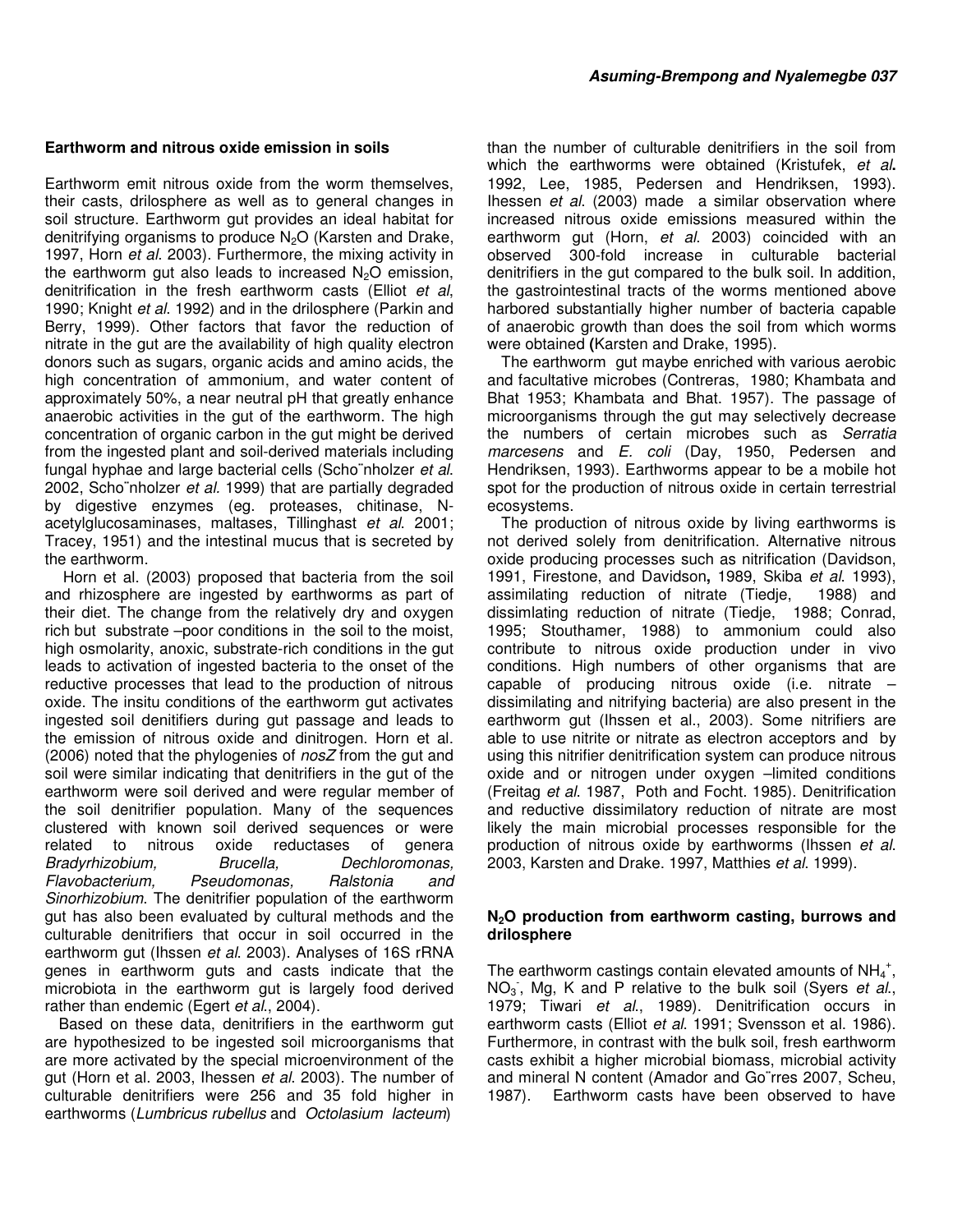## Earthworm and nitrous oxide emission in soils

Earthworm emit nitrous oxide from the worm themselves, their casts, drilosphere as well as to general changes in soil structure. Earthworm gut provides an ideal habitat for denitrifying organisms to produce $N_2O$ (Karsten and Drake, 1997, Horn *et al*. 2003). Furthermore, the mixing activity in the earthworm gut also leads to increased $N_2O$ emission, denitrification in the fresh earthworm casts (Elliot *et al*, 1990; Knight *et al*. 1992) and in the drilosphere (Parkin and Berry, 1999). Other factors that favor the reduction of nitrate in the gut are the availability of high quality electron donors such as sugars, organic acids and amino acids, the high concentration of ammonium, and water content of approximately 50%, a near neutral pH that greatly enhance anaerobic activities in the gut of the earthworm. The high concentration of organic carbon in the gut might be derived from the ingested plant and soil-derived materials including fungal hyphae and large bacterial cells (Scho¨nholzer *et al*. 2002, Scho¨nholzer *et al.* 1999) that are partially degraded by digestive enzymes (eg. proteases, chitinase, N-acetylglucosaminases, maltases, Tillinghast *et al*. 2001; Tracey, 1951) and the intestinal mucus that is secreted by the earthworm.

Horn et al. (2003) proposed that bacteria from the soil and rhizosphere are ingested by earthworms as part of their diet. The change from the relatively dry and oxygen rich but substrate –poor conditions in the soil to the moist, high osmolarity, anoxic, substrate-rich conditions in the gut leads to activation of ingested bacteria to the onset of the reductive processes that lead to the production of nitrous oxide. The insitu conditions of the earthworm gut activates ingested soil denitifiers during gut passage and leads to the emission of nitrous oxide and dinitrogen. Horn et al. (2006) noted that the phylogenies of *nosZ* from the gut and soil were similar indicating that denitrifiers in the gut of the earthworm were soil derived and were regular member of the soil denitrifier population. Many of the sequences clustered with known soil derived sequences or were related to nitrous oxide reductases of genera *Bradyrhizobium, Brucella, Dechloromonas, Flavobacterium, Pseudomonas, Ralstonia* and *Sinorhizobium*. The denitrifier population of the earthworm gut has also been evaluated by cultural methods and the culturable denitrifiers that occur in soil occurred in the earthworm gut (Ihssen *et al*. 2003). Analyses of 16S rRNA genes in earthworm guts and casts indicate that the microbiota in the earthworm gut is largely food derived rather than endemic (Egert *et al*., 2004).

Based on these data, denitrifiers in the earthworm gut are hypothesized to be ingested soil microorganisms that are more activated by the special microenvironment of the gut (Horn et al. 2003, Ihessen *et al*. 2003). The number of culturable denitrifiers were 256 and 35 fold higher in earthworms (*Lumbricus rubellus* and *Octolasium lacteum*) than the number of culturable denitrifiers in the soil from which the earthworms were obtained (Kristufek, *et al***.** 1992, Lee, 1985, Pedersen and Hendriksen, 1993). Ihessen *et al*. (2003) made a similar observation where increased nitrous oxide emissions measured within the earthworm gut (Horn, *et al*. 2003) coincided with an observed 300-fold increase in culturable bacterial denitrifiers in the gut compared to the bulk soil. In addition, the gastrointestinal tracts of the worms mentioned above harbored substantially higher number of bacteria capable of anaerobic growth than does the soil from which worms were obtained **(**Karsten and Drake, 1995).

The earthworm gut maybe enriched with various aerobic and facultative microbes (Contreras, 1980; Khambata and Bhat 1953; Khambata and Bhat. 1957). The passage of microorganisms through the gut may selectively decrease the numbers of certain microbes such as *Serratia marcesens* and *E. coli* (Day, 1950, Pedersen and Hendriksen, 1993). Earthworms appear to be a mobile hot spot for the production of nitrous oxide in certain terrestrial ecosystems.

The production of nitrous oxide by living earthworms is not derived solely from denitrification. Alternative nitrous oxide producing processes such as nitrification (Davidson, 1991, Firestone, and Davidson**,** 1989, Skiba *et al*. 1993), assimilating reduction of nitrate (Tiedje, 1988) and dissimlating reduction of nitrate (Tiedje, 1988; Conrad, 1995; Stouthamer, 1988) to ammonium could also contribute to nitrous oxide production under in vivo conditions. High numbers of other organisms that are capable of producing nitrous oxide (i.e. nitrate –dissimilating and nitrifying bacteria) are also present in the earthworm gut (Ihssen et al., 2003). Some nitrifiers are able to use nitrite or nitrate as electron acceptors and by using this nitrifier denitrification system can produce nitrous oxide and or nitrogen under oxygen –limited conditions (Freitag *et al*. 1987, Poth and Focht. 1985). Denitrification and reductive dissimilatory reduction of nitrate are most likely the main microbial processes responsible for the production of nitrous oxide by earthworms (Ihssen *et al*. 2003, Karsten and Drake. 1997, Matthies *et al*. 1999).

## $N_2O$ production from earthworm casting, burrows and drilosphere

The earthworm castings contain elevated amounts of $NH_4^+$, $NO_3^-$, Mg, K and P relative to the bulk soil (Syers *et al*., 1979; Tiwari *et al*., 1989). Denitrification occurs in earthworm casts (Elliot *et al*. 1991; Svensson et al. 1986). Furthermore, in contrast with the bulk soil, fresh earthworm casts exhibit a higher microbial biomass, microbial activity and mineral N content (Amador and Go¨rres 2007, Scheu, 1987). Earthworm casts have been observed to have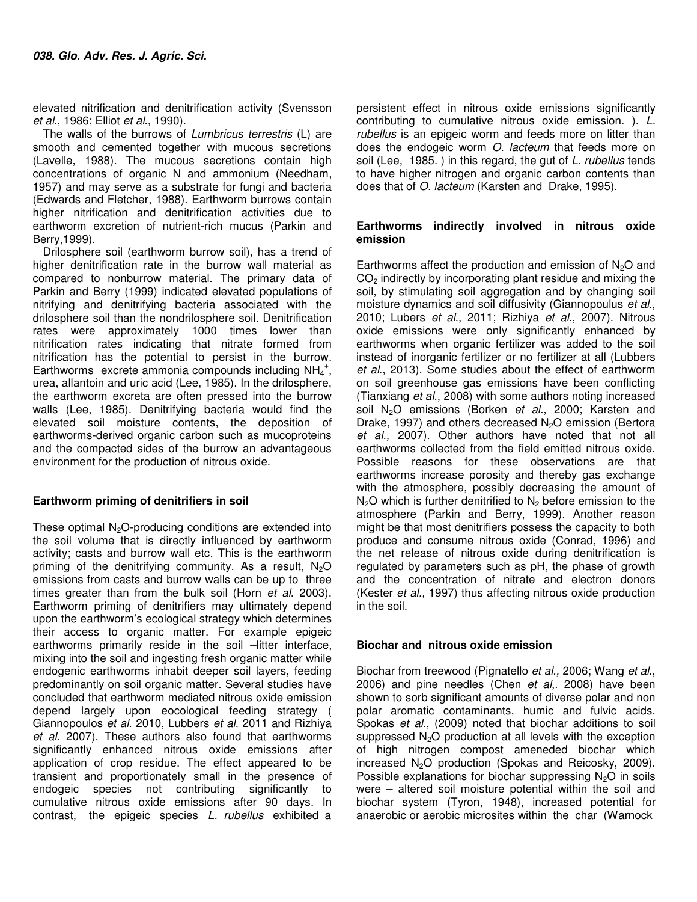elevated nitrification and denitrification activity (Svensson *et al*., 1986; Elliot *et al*., 1990).

The walls of the burrows of *Lumbricus terrestris* (L) are smooth and cemented together with mucous secretions (Lavelle, 1988). The mucous secretions contain high concentrations of organic N and ammonium (Needham, 1957) and may serve as a substrate for fungi and bacteria (Edwards and Fletcher, 1988). Earthworm burrows contain higher nitrification and denitrification activities due to earthworm excretion of nutrient-rich mucus (Parkin and Berry,1999).

Drilosphere soil (earthworm burrow soil), has a trend of higher denitrification rate in the burrow wall material as compared to nonburrow material. The primary data of Parkin and Berry (1999) indicated elevated populations of nitrifying and denitrifying bacteria associated with the drilosphere soil than the nondrilosphere soil. Denitrification rates were approximately 1000 times lower than nitrification rates indicating that nitrate formed from nitrification has the potential to persist in the burrow. Earthworms excrete ammonia compounds including $NH_4^+$, urea, allantoin and uric acid (Lee, 1985). In the drilosphere, the earthworm excreta are often pressed into the burrow walls (Lee, 1985). Denitrifying bacteria would find the elevated soil moisture contents, the deposition of earthworms-derived organic carbon such as mucoproteins and the compacted sides of the burrow an advantageous environment for the production of nitrous oxide.

## Earthworm priming of denitrifiers in soil

These optimal $N_2O$-producing conditions are extended into the soil volume that is directly influenced by earthworm activity; casts and burrow wall etc. This is the earthworm priming of the denitrifying community. As a result, $N_2O$ emissions from casts and burrow walls can be up to three times greater than from the bulk soil (Horn *et al*. 2003). Earthworm priming of denitrifiers may ultimately depend upon the earthworm's ecological strategy which determines their access to organic matter. For example epigeic earthworms primarily reside in the soil –litter interface, mixing into the soil and ingesting fresh organic matter while endogenic earthworms inhabit deeper soil layers, feeding predominantly on soil organic matter. Several studies have concluded that earthworm mediated nitrous oxide emission depend largely upon eocological feeding strategy ( Giannopoulos *et al*. 2010, Lubbers *et al*. 2011 and Rizhiya *et al*. 2007). These authors also found that earthworms significantly enhanced nitrous oxide emissions after application of crop residue. The effect appeared to be transient and proportionately small in the presence of endogeic species not contributing significantly to cumulative nitrous oxide emissions after 90 days. In contrast, the epigeic species *L. rubellus* exhibited a persistent effect in nitrous oxide emissions significantly contributing to cumulative nitrous oxide emission. ). *L. rubellus* is an epigeic worm and feeds more on litter than does the endogeic worm *O. lacteum* that feeds more on soil (Lee, 1985. ) in this regard, the gut of *L. rubellus* tends to have higher nitrogen and organic carbon contents than does that of *O. lacteum* (Karsten and Drake, 1995).

## Earthworms indirectly involved in nitrous oxide emission

Earthworms affect the production and emission of $N_2O$ and $CO_2$ indirectly by incorporating plant residue and mixing the soil, by stimulating soil aggregation and by changing soil moisture dynamics and soil diffusivity (Giannopoulus *et al*., 2010; Lubers *et al*., 2011; Rizhiya *et al*., 2007). Nitrous oxide emissions were only significantly enhanced by earthworms when organic fertilizer was added to the soil instead of inorganic fertilizer or no fertilizer at all (Lubbers *et al*., 2013). Some studies about the effect of earthworm on soil greenhouse gas emissions have been conflicting (Tianxiang *et al*., 2008) with some authors noting increased soil $N_2O$ emissions (Borken *et al*., 2000; Karsten and Drake, 1997) and others decreased $N_2O$ emission (Bertora *et al.,* 2007). Other authors have noted that not all earthworms collected from the field emitted nitrous oxide. Possible reasons for these observations are that earthworms increase porosity and thereby gas exchange with the atmosphere, possibly decreasing the amount of $N_2O$ which is further denitrified to $N_2$ before emission to the atmosphere (Parkin and Berry, 1999). Another reason might be that most denitrifiers possess the capacity to both produce and consume nitrous oxide (Conrad, 1996) and the net release of nitrous oxide during denitrification is regulated by parameters such as pH, the phase of growth and the concentration of nitrate and electron donors (Kester *et al.,* 1997) thus affecting nitrous oxide production in the soil.

## Biochar and nitrous oxide emission

Biochar from treewood (Pignatello *et al.,* 2006; Wang *et al*., 2006) and pine needles (Chen *et al*,. 2008) have been shown to sorb significant amounts of diverse polar and non polar aromatic contaminants, humic and fulvic acids. Spokas *et al.,* (2009) noted that biochar additions to soil suppressed $N_2O$ production at all levels with the exception of high nitrogen compost ameneded biochar which increased $N_2O$ production (Spokas and Reicosky, 2009). Possible explanations for biochar suppressing $N_2O$ in soils were – altered soil moisture potential within the soil and biochar system (Tyron, 1948), increased potential for anaerobic or aerobic microsites within the char (Warnock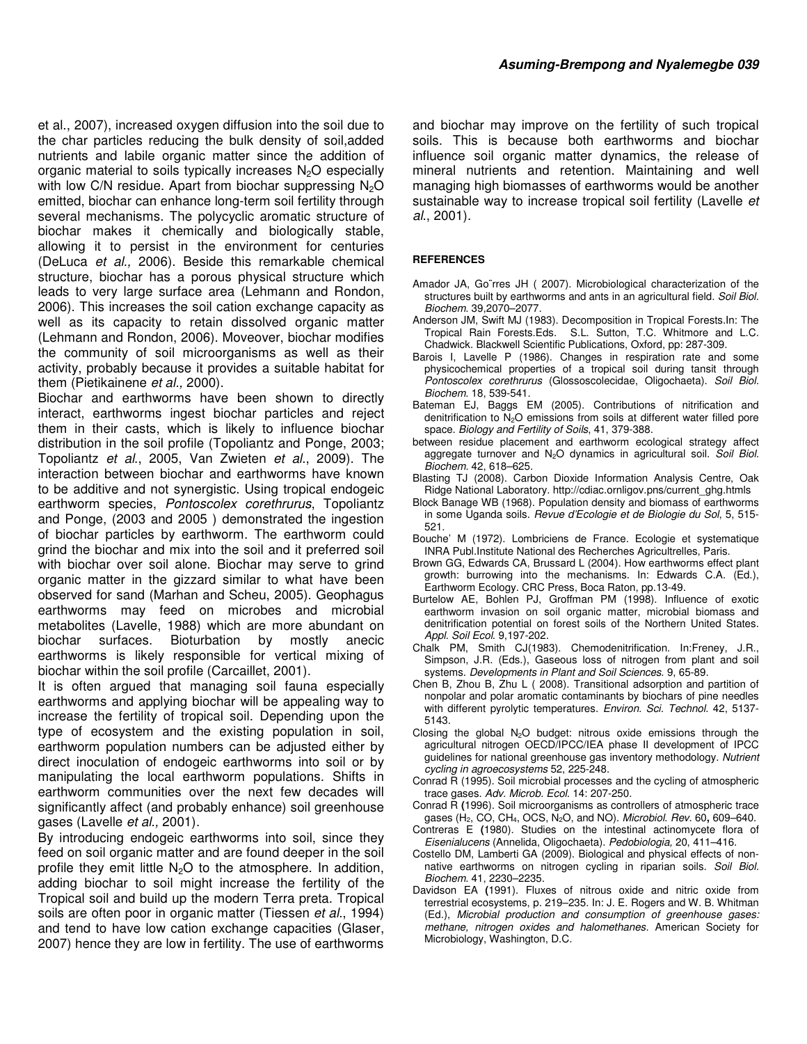et al., 2007), increased oxygen diffusion into the soil due to the char particles reducing the bulk density of soil,added nutrients and labile organic matter since the addition of organic material to soils typically increases $N_2O$ especially with low C/N residue. Apart from biochar suppressing $N_2O$ emitted, biochar can enhance long-term soil fertility through several mechanisms. The polycyclic aromatic structure of biochar makes it chemically and biologically stable, allowing it to persist in the environment for centuries (DeLuca *et al.,* 2006). Beside this remarkable chemical structure, biochar has a porous physical structure which leads to very large surface area (Lehmann and Rondon, 2006). This increases the soil cation exchange capacity as well as its capacity to retain dissolved organic matter (Lehmann and Rondon, 2006). Moveover, biochar modifies the community of soil microorganisms as well as their activity, probably because it provides a suitable habitat for them (Pietikainene *et al.,* 2000).

Biochar and earthworms have been shown to directly interact, earthworms ingest biochar particles and reject them in their casts, which is likely to influence biochar distribution in the soil profile (Topoliantz and Ponge, 2003; Topoliantz *et al*., 2005, Van Zwieten *et al*., 2009). The interaction between biochar and earthworms have known to be additive and not synergistic. Using tropical endogeic earthworm species, *Pontoscolex corethrurus*, Topoliantz and Ponge, (2003 and 2005 ) demonstrated the ingestion of biochar particles by earthworm. The earthworm could grind the biochar and mix into the soil and it preferred soil with biochar over soil alone. Biochar may serve to grind organic matter in the gizzard similar to what have been observed for sand (Marhan and Scheu, 2005). Geophagus earthworms may feed on microbes and microbial metabolites (Lavelle, 1988) which are more abundant on biochar surfaces. Bioturbation by mostly anecic earthworms is likely responsible for vertical mixing of biochar within the soil profile (Carcaillet, 2001).

It is often argued that managing soil fauna especially earthworms and applying biochar will be appealing way to increase the fertility of tropical soil. Depending upon the type of ecosystem and the existing population in soil, earthworm population numbers can be adjusted either by direct inoculation of endogeic earthworms into soil or by manipulating the local earthworm populations. Shifts in earthworm communities over the next few decades will significantly affect (and probably enhance) soil greenhouse gases (Lavelle *et al.,* 2001).

By introducing endogeic earthworms into soil, since they feed on soil organic matter and are found deeper in the soil profile they emit little $N_2O$ to the atmosphere. In addition, adding biochar to soil might increase the fertility of the Tropical soil and build up the modern Terra preta. Tropical soils are often poor in organic matter (Tiessen *et al*., 1994) and tend to have low cation exchange capacities (Glaser, 2007) hence they are low in fertility. The use of earthworms and biochar may improve on the fertility of such tropical soils. This is because both earthworms and biochar influence soil organic matter dynamics, the release of mineral nutrients and retention. Maintaining and well managing high biomasses of earthworms would be another sustainable way to increase tropical soil fertility (Lavelle *et al*., 2001).

## REFERENCES

Amador JA, Go¨rres JH ( 2007). Microbiological characterization of the structures built by earthworms and ants in an agricultural field. *Soil Biol. Biochem.* 39,2070–2077.

Anderson JM, Swift MJ (1983). Decomposition in Tropical Forests.In: The Tropical Rain Forests.Eds. S.L. Sutton, T.C. Whitmore and L.C. Chadwick. Blackwell Scientific Publications, Oxford, pp: 287-309.

Barois I, Lavelle P (1986). Changes in respiration rate and some physicochemical properties of a tropical soil during tansit through *Pontoscolex corethrurus* (Glossoscolecidae, Oligochaeta). *Soil Biol. Biochem*. 18, 539-541.

Bateman EJ, Baggs EM (2005). Contributions of nitrification and denitrification to $N_2O$ emissions from soils at different water filled pore space. *Biology and Fertility of Soils*, 41, 379-388.

between residue placement and earthworm ecological strategy affect aggregate turnover and $N_2O$ dynamics in agricultural soil. *Soil Biol. Biochem.* 42, 618–625.

Blasting TJ (2008). Carbon Dioxide Information Analysis Centre, Oak Ridge National Laboratory. http://cdiac.ornligov.pns/current_ghg.htmls

Block Banage WB (1968). Population density and biomass of earthworms in some Uganda soils. *Revue d'Ecologie et de Biologie du Sol*, 5, 515-521.

Bouche' M (1972). Lombriciens de France. Ecologie et systematique INRA Publ.Institute National des Recherches Agricultrelles, Paris.

Brown GG, Edwards CA, Brussard L (2004). How earthworms effect plant growth: burrowing into the mechanisms. In: Edwards C.A. (Ed.), Earthworm Ecology. CRC Press, Boca Raton, pp.13-49.

Burtelow AE, Bohlen PJ, Groffman PM (1998). Influence of exotic earthworm invasion on soil organic matter, microbial biomass and denitrification potential on forest soils of the Northern United States. *Appl. Soil Ecol.* 9,197-202.

Chalk PM, Smith CJ(1983). Chemodenitrification. In:Freney, J.R., Simpson, J.R. (Eds.), Gaseous loss of nitrogen from plant and soil systems. *Developments in Plant and Soil Sciences*. 9, 65-89.

Chen B, Zhou B, Zhu L ( 2008). Transitional adsorption and partition of nonpolar and polar aromatic contaminants by biochars of pine needles with different pyrolytic temperatures. *Environ. Sci. Technol.* 42, 5137-5143.

Closing the global $N_2O$ budget: nitrous oxide emissions through the agricultural nitrogen OECD/IPCC/IEA phase II development of IPCC guidelines for national greenhouse gas inventory methodology. *Nutrient cycling in agroecosystems* 52, 225-248.

Conrad R (1995). Soil microbial processes and the cycling of atmospheric trace gases. *Adv. Microb. Ecol.* 14: 207-250.

Conrad R **(**1996). Soil microorganisms as controllers of atmospheric trace gases ($H_2$, CO, $CH_4$, OCS, $N_2O$, and NO). *Microbiol. Rev.* 60**,** 609–640.

Contreras E **(**1980). Studies on the intestinal actinomycete flora of *Eisenialucens* (Annelida, Oligochaeta). *Pedobiologia,* 20, 411–416.

Costello DM, Lamberti GA (2009). Biological and physical effects of non-native earthworms on nitrogen cycling in riparian soils. *Soil Biol. Biochem*. 41, 2230–2235.

Davidson EA **(**1991). Fluxes of nitrous oxide and nitric oxide from terrestrial ecosystems, p. 219–235. In: J. E. Rogers and W. B. Whitman (Ed.), *Microbial production and consumption of greenhouse gases: methane, nitrogen oxides and halomethanes.* American Society for Microbiology, Washington, D.C.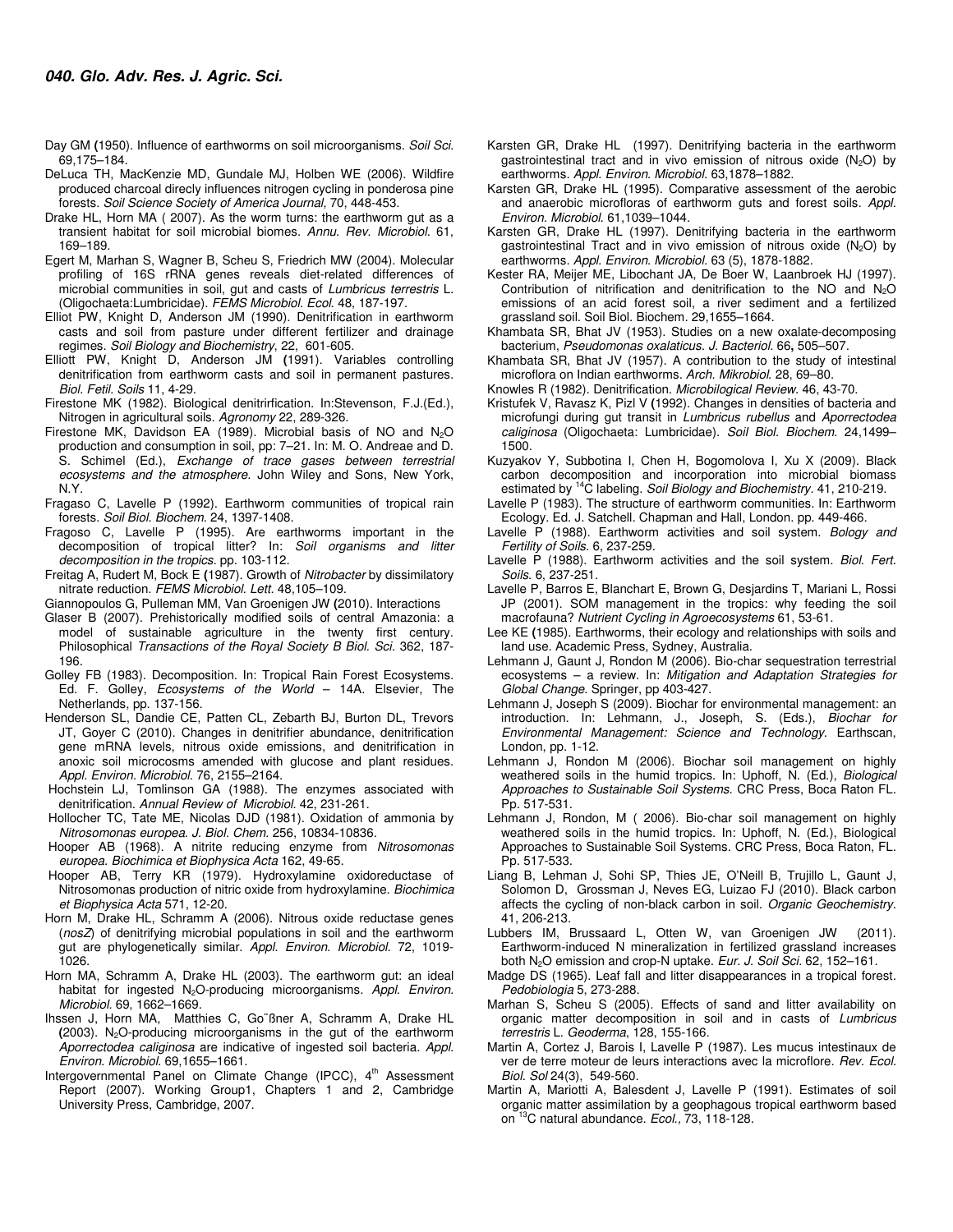Day GM (1950). Influence of earthworms on soil microorganisms. *Soil Sci.* 69,175–184.

DeLuca TH, MacKenzie MD, Gundale MJ, Holben WE (2006). Wildfire produced charcoal direcly influences nitrogen cycling in ponderosa pine forests. *Soil Science Society of America Journal,* 70, 448-453.

Drake HL, Horn MA ( 2007). As the worm turns: the earthworm gut as a transient habitat for soil microbial biomes. *Annu. Rev. Microbiol.* 61, 169–189.

Egert M, Marhan S, Wagner B, Scheu S, Friedrich MW (2004). Molecular profiling of 16S rRNA genes reveals diet-related differences of microbial communities in soil, gut and casts of *Lumbricus terrestris* L. (Oligochaeta:Lumbricidae). *FEMS Microbiol. Ecol.* 48, 187-197.

Elliot PW, Knight D, Anderson JM (1990). Denitrification in earthworm casts and soil from pasture under different fertilizer and drainage regimes. *Soil Biology and Biochemistry,* 22, 601-605.

Elliott PW, Knight D, Anderson JM (1991). Variables controlling denitrification from earthworm casts and soil in permanent pastures. *Biol. Fetil. Soils* 11, 4-29.

Firestone MK (1982). Biological denitrirfication. In:Stevenson, F.J.(Ed.), Nitrogen in agricultural soils. *Agronomy* 22, 289-326.

Firestone MK, Davidson EA (1989). Microbial basis of NO and $N_2O$ production and consumption in soil, pp: 7–21. In: M. O. Andreae and D. S. Schimel (Ed.), *Exchange of trace gases between terrestrial ecosystems and the atmosphere.* John Wiley and Sons, New York, N.Y.

Fragaso C, Lavelle P (1992). Earthworm communities of tropical rain forests. *Soil Biol. Biochem.* 24, 1397-1408.

Fragoso C, Lavelle P (1995). Are earthworms important in the decomposition of tropical litter? In: *Soil organisms and litter decomposition in the tropics.* pp. 103-112.

Freitag A, Rudert M, Bock E (1987). Growth of *Nitrobacter* by dissimilatory nitrate reduction. *FEMS Microbiol. Lett.* 48,105–109.

Giannopoulos G, Pulleman MM, Van Groenigen JW (2010). Interactions

Glaser B (2007). Prehistorically modified soils of central Amazonia: a model of sustainable agriculture in the twenty first century. Philosophical *Transactions of the Royal Society B Biol. Sci.* 362, 187-196.

Golley FB (1983). Decomposition. In: Tropical Rain Forest Ecosystems. Ed. F. Golley, *Ecosystems of the World* – 14A. Elsevier, The Netherlands, pp. 137-156.

Henderson SL, Dandie CE, Patten CL, Zebarth BJ, Burton DL, Trevors JT, Goyer C (2010). Changes in denitrifier abundance, denitrification gene mRNA levels, nitrous oxide emissions, and denitrification in anoxic soil microcosms amended with glucose and plant residues. *Appl. Environ. Microbiol.* 76, 2155–2164.

Hochstein LJ, Tomlinson GA (1988). The enzymes associated with denitrification. *Annual Review of Microbiol.* 42, 231-261.

Hollocher TC, Tate ME, Nicolas DJD (1981). Oxidation of ammonia by *Nitrosomonas europea*. *J. Biol. Chem.* 256, 10834-10836.

Hooper AB (1968). A nitrite reducing enzyme from *Nitrosomonas europea. Biochimica et Biophysica Acta* 162, 49-65.

Hooper AB, Terry KR (1979). Hydroxylamine oxidoreductase of Nitrosomonas production of nitric oxide from hydroxylamine. *Biochimica et Biophysica Acta* 571, 12-20.

Horn M, Drake HL, Schramm A (2006). Nitrous oxide reductase genes (*nosZ*) of denitrifying microbial populations in soil and the earthworm gut are phylogenetically similar. *Appl. Environ. Microbiol.* 72, 1019-1026.

Horn MA, Schramm A, Drake HL (2003). The earthworm gut: an ideal habitat for ingested $N_2O$-producing microorganisms. *Appl. Environ. Microbiol.* 69, 1662–1669.

Ihssen J, Horn MA, Matthies C, Go˜ßner A, Schramm A, Drake HL (2003). $N_2O$-producing microorganisms in the gut of the earthworm *Aporrectodea caliginosa* are indicative of ingested soil bacteria. *Appl. Environ. Microbiol.* 69,1655–1661.

Intergovernmental Panel on Climate Change (IPCC), 4th Assessment Report (2007). Working Group1, Chapters 1 and 2, Cambridge University Press, Cambridge, 2007.

Karsten GR, Drake HL (1997). Denitrifying bacteria in the earthworm gastrointestinal tract and in vivo emission of nitrous oxide ($N_2O$) by earthworms. *Appl. Environ. Microbiol.* 63,1878–1882.

Karsten GR, Drake HL (1995). Comparative assessment of the aerobic and anaerobic microfloras of earthworm guts and forest soils. *Appl. Environ. Microbiol.* 61,1039–1044.

Karsten GR, Drake HL (1997). Denitrifying bacteria in the earthworm gastrointestinal Tract and in vivo emission of nitrous oxide ($N_2O$) by earthworms. *Appl. Environ. Microbiol.* 63 (5), 1878-1882.

Kester RA, Meijer ME, Libochant JA, De Boer W, Laanbroek HJ (1997). Contribution of nitrification and denitrification to the NO and $N_2O$ emissions of an acid forest soil, a river sediment and a fertilized grassland soil. Soil Biol. Biochem. 29,1655–1664.

Khambata SR, Bhat JV (1953). Studies on a new oxalate-decomposing bacterium, *Pseudomonas oxalaticus*. *J. Bacteriol.* 66**,** 505–507.

Khambata SR, Bhat JV (1957). A contribution to the study of intestinal microflora on Indian earthworms. *Arch. Mikrobiol.* 28, 69–80.

Knowles R (1982). Denitrification. *Microbilogical Review.* 46, 43-70.

Kristufek V, Ravasz K, Pizl V (1992). Changes in densities of bacteria and microfungi during gut transit in *Lumbricus rubellus* and *Aporrectodea caliginosa* (Oligochaete: Lumbricidae). *Soil Biol. Biochem.* 24,1499–1500.

Kuzyakov Y, Subbotina I, Chen H, Bogomolova I, Xu X (2009). Black carbon decomposition and incorporation into microbial biomass estimated by $^{14}C$ labeling. *Soil Biology and Biochemistry.* 41, 210-219.

Lavelle P (1983). The structure of earthworm communities. In: Earthworm Ecology. Ed. J. Satchell. Chapman and Hall, London. pp. 449-466.

Lavelle P (1988). Earthworm activities and soil system. *Bology and Fertility of Soils.* 6, 237-259.

Lavelle P (1988). Earthworm activities and the soil system. *Biol. Fert. Soils.* 6, 237-251.

Lavelle P, Barros E, Blanchart E, Brown G, Desjardins T, Mariani L, Rossi JP (2001). SOM management in the tropics: why feeding the soil macrofauna? *Nutrient Cycling in Agroecosystems* 61, 53-61.

Lee KE (1985). Earthworms, their ecology and relationships with soils and land use. Academic Press, Sydney, Australia.

Lehmann J, Gaunt J, Rondon M (2006). Bio-char sequestration terrestrial ecosystems – a review. In: *Mitigation and Adaptation Strategies for Global Change.* Springer, pp 403-427.

Lehmann J, Joseph S (2009). Biochar for environmental management: an introduction. In: Lehmann, J., Joseph, S. (Eds.), *Biochar for Environmental Management: Science and Technology.* Earthscan, London, pp. 1-12.

Lehmann J, Rondon M (2006). Biochar soil management on highly weathered soils in the humid tropics. In: Uphoff, N. (Ed.), *Biological Approaches to Sustainable Soil Systems.* CRC Press, Boca Raton FL. Pp. 517-531.

Lehmann J, Rondon, M ( 2006). Bio-char soil management on highly weathered soils in the humid tropics. In: Uphoff, N. (Ed.), Biological Approaches to Sustainable Soil Systems. CRC Press, Boca Raton, FL. Pp. 517-533.

Liang B, Lehman J, Sohi SP, Thies JE, O'Neill B, Trujillo L, Gaunt J, Solomon D, Grossman J, Neves EG, Luizao FJ (2010). Black carbon affects the cycling of non-black carbon in soil. *Organic Geochemistry.* 41, 206-213.

Lubbers IM, Brussaard L, Otten W, van Groenigen JW (2011). Earthworm-induced N mineralization in fertilized grassland increases both $N_2O$ emission and crop-N uptake. *Eur. J. Soil Sci.* 62, 152–161.

Madge DS (1965). Leaf fall and litter disappearances in a tropical forest. *Pedobiologia* 5, 273-288.

Marhan S, Scheu S (2005). Effects of sand and litter availability on organic matter decomposition in soil and in casts of *Lumbricus terrestris* L. *Geoderma*, 128, 155-166.

Martin A, Cortez J, Barois I, Lavelle P (1987). Les mucus intestinaux de ver de terre moteur de leurs interactions avec la microflore. *Rev. Ecol. Biol. Sol* 24(3), 549-560.

Martin A, Mariotti A, Balesdent J, Lavelle P (1991). Estimates of soil organic matter assimilation by a geophagous tropical earthworm based on $^{13}C$ natural abundance. *Ecol.,* 73, 118-128.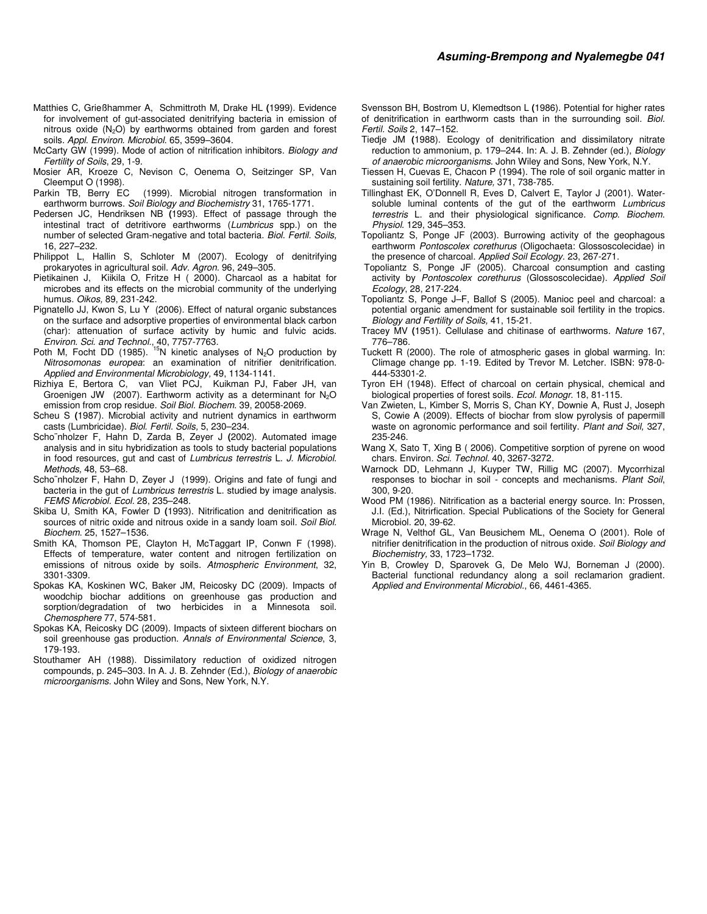Matthies C, Grießhammer A, Schmittroth M, Drake HL (1999). Evidence for involvement of gut-associated denitrifying bacteria in emission of nitrous oxide ($N_2O$) by earthworms obtained from garden and forest soils. *Appl. Environ. Microbiol.* 65, 3599–3604.

McCarty GW (1999). Mode of action of nitrification inhibitors. *Biology and Fertility of Soils*, 29, 1-9.

Mosier AR, Kroeze C, Nevison C, Oenema O, Seitzinger SP, Van Cleemput O (1998).

Parkin TB, Berry EC (1999). Microbial nitrogen transformation in earthworm burrows. *Soil Biology and Biochemistry* 31, 1765-1771.

Pedersen JC, Hendriksen NB (1993). Effect of passage through the intestinal tract of detritivore earthworms (*Lumbricus* spp.) on the number of selected Gram-negative and total bacteria. *Biol. Fertil. Soils,* 16, 227–232.

Philippot L, Hallin S, Schloter M (2007). Ecology of denitrifying prokaryotes in agricultural soil. *Adv. Agron.* 96, 249–305.

Pietikainen J, Kiikila O, Fritze H ( 2000). Charcaol as a habitat for microbes and its effects on the microbial community of the underlying humus. *Oikos,* 89, 231-242.

Pignatello JJ, Kwon S, Lu Y (2006). Effect of natural organic substances on the surface and adsorptive properties of environmental black carbon (char): attenuation of surface activity by humic and fulvic acids. *Environ. Sci. and Technol.*, 40, 7757-7763.

Poth M, Focht DD (1985). $^{15}N$ kinetic analyses of $N_2O$ production by *Nitrosomonas europea*: an examination of nitrifier denitrification. *Applied and Environmental Microbiology*, 49, 1134-1141.

Rizhiya E, Bertora C, van Vliet PCJ, Kuikman PJ, Faber JH, van Groenigen JW (2007). Earthworm activity as a determinant for $N_2O$ emission from crop residue. *Soil Biol. Biochem.* 39, 20058-2069.

Scheu S (1987). Microbial activity and nutrient dynamics in earthworm casts (Lumbricidae). *Biol. Fertil. Soils,* 5, 230–234.

Scho¨nholzer F, Hahn D, Zarda B, Zeyer J (2002). Automated image analysis and in situ hybridization as tools to study bacterial populations in food resources, gut and cast of *Lumbricus terrestris* L. *J. Microbiol. Methods,* 48, 53–68.

Scho¨nholzer F, Hahn D, Zeyer J (1999). Origins and fate of fungi and bacteria in the gut of *Lumbricus terrestris* L. studied by image analysis. *FEMS Microbiol. Ecol.* 28, 235–248.

Skiba U, Smith KA, Fowler D (1993). Nitrification and denitrification as sources of nitric oxide and nitrous oxide in a sandy loam soil. *Soil Biol. Biochem.* 25, 1527–1536.

Smith KA, Thomson PE, Clayton H, McTaggart IP, Conwn F (1998). Effects of temperature, water content and nitrogen fertilization on emissions of nitrous oxide by soils. *Atmospheric Environment*, 32, 3301-3309.

Spokas KA, Koskinen WC, Baker JM, Reicosky DC (2009). Impacts of woodchip biochar additions on greenhouse gas production and sorption/degradation of two herbicides in a Minnesota soil. *Chemosphere* 77, 574-581.

Spokas KA, Reicosky DC (2009). Impacts of sixteen different biochars on soil greenhouse gas production. *Annals of Environmental Science*, 3, 179-193.

Stouthamer AH (1988). Dissimilatory reduction of oxidized nitrogen compounds, p. 245–303. In A. J. B. Zehnder (Ed.), *Biology of anaerobic microorganisms.* John Wiley and Sons, New York, N.Y.

Svensson BH, Bostrom U, Klemedtson L (1986). Potential for higher rates of denitrification in earthworm casts than in the surrounding soil. *Biol. Fertil. Soils* 2, 147–152.

Tiedje JM (1988). Ecology of denitrification and dissimilatory nitrate reduction to ammonium, p. 179–244. In: A. J. B. Zehnder (ed.), *Biology of anaerobic microorganisms.* John Wiley and Sons, New York, N.Y.

Tiessen H, Cuevas E, Chacon P (1994). The role of soil organic matter in sustaining soil fertility. *Nature,* 371, 738-785.

Tillinghast EK, O'Donnell R, Eves D, Calvert E, Taylor J (2001). Water-soluble luminal contents of the gut of the earthworm *Lumbricus terrestris* L. and their physiological significance. *Comp. Biochem. Physiol.* 129, 345–353.

Topoliantz S, Ponge JF (2003). Burrowing activity of the geophagous earthworm *Pontoscolex corethurus* (Oligochaeta: Glossoscolecidae) in the presence of charcoal. *Applied Soil Ecology.* 23, 267-271.

Topoliantz S, Ponge JF (2005). Charcoal consumption and casting activity by *Pontoscolex corethurus* (Glossoscolecidae). *Applied Soil Ecology*, 28, 217-224.

Topoliantz S, Ponge J–F, Ballof S (2005). Manioc peel and charcoal: a potential organic amendment for sustainable soil fertility in the tropics. *Biology and Fertility of Soils,* 41, 15-21.

Tracey MV (1951). Cellulase and chitinase of earthworms. *Nature* 167, 776–786.

Tuckett R (2000). The role of atmospheric gases in global warming. In: Climage change pp. 1-19. Edited by Trevor M. Letcher. ISBN: 978-0-444-53301-2.

Tyron EH (1948). Effect of charcoal on certain physical, chemical and biological properties of forest soils. *Ecol. Monogr.* 18, 81-115.

Van Zwieten, L, Kimber S, Morris S, Chan KY, Downie A, Rust J, Joseph S, Cowie A (2009). Effects of biochar from slow pyrolysis of papermill waste on agronomic performance and soil fertility. *Plant and Soil,* 327, 235-246.

Wang X, Sato T, Xing B ( 2006). Competitive sorption of pyrene on wood chars. Environ. *Sci. Technol.* 40, 3267-3272.

Warnock DD, Lehmann J, Kuyper TW, Rillig MC (2007). Mycorrhizal responses to biochar in soil - concepts and mechanisms. *Plant Soil*, 300, 9-20.

Wood PM (1986). Nitrification as a bacterial energy source. In: Prossen, J.I. (Ed.), Nitrirfication. Special Publications of the Society for General Microbiol. 20, 39-62.

Wrage N, Velthof GL, Van Beusichem ML, Oenema O (2001). Role of nitrifier denitrification in the production of nitrous oxide. *Soil Biology and Biochemistry,* 33, 1723–1732.

Yin B, Crowley D, Sparovek G, De Melo WJ, Borneman J (2000). Bacterial functional redundancy along a soil reclamarion gradient. *Applied and Environmental Microbiol.*, 66, 4461-4365.